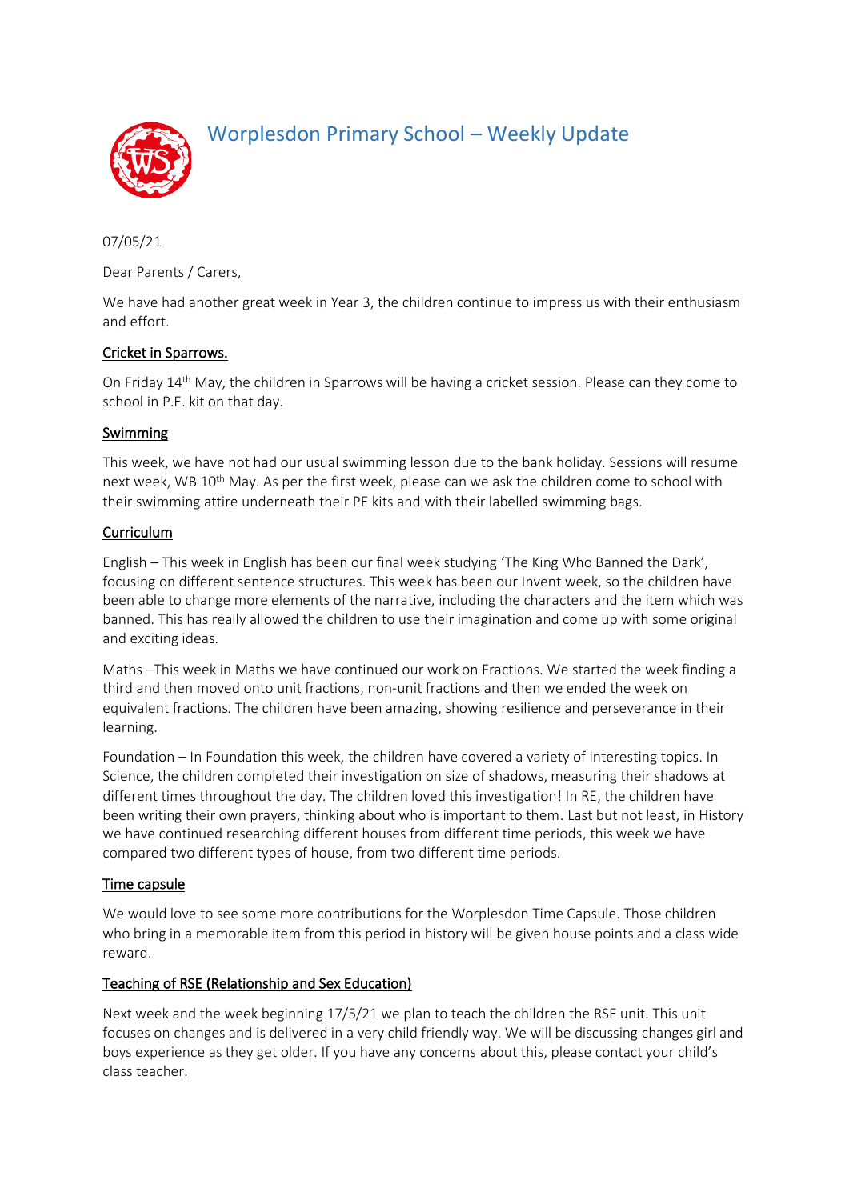# Worplesdon Primary School – Weekly Update

07/05/21

Dear Parents / Carers,

We have had another great week in Year 3, the children continue to impress us with their enthusiasm and effort.

## Cricket in Sparrows.

On Friday 14th May, the children in Sparrows will be having a cricket session. Please can they come to school in P.E. kit on that day.

## Swimming

This week, we have not had our usual swimming lesson due to the bank holiday. Sessions will resume next week, WB 10th May. As per the first week, please can we ask the children come to school with their swimming attire underneath their PE kits and with their labelled swimming bags.

## Curriculum

English – This week in English has been our final week studying 'The King Who Banned the Dark', focusing on different sentence structures. This week has been our Invent week, so the children have been able to change more elements of the narrative, including the characters and the item which was banned. This has really allowed the children to use their imagination and come up with some original and exciting ideas.

Maths –This week in Maths we have continued our work on Fractions. We started the week finding a third and then moved onto unit fractions, non-unit fractions and then we ended the week on equivalent fractions. The children have been amazing, showing resilience and perseverance in their learning.

Foundation – In Foundation this week, the children have covered a variety of interesting topics. In Science, the children completed their investigation on size of shadows, measuring their shadows at different times throughout the day. The children loved this investigation! In RE, the children have been writing their own prayers, thinking about who is important to them. Last but not least, in History we have continued researching different houses from different time periods, this week we have compared two different types of house, from two different time periods.

## Time capsule

We would love to see some more contributions for the Worplesdon Time Capsule. Those children who bring in a memorable item from this period in history will be given house points and a class wide reward.

## Teaching of RSE (Relationship and Sex Education)

Next week and the week beginning 17/5/21 we plan to teach the children the RSE unit. This unit focuses on changes and is delivered in a very child friendly way. We will be discussing changes girl and boys experience as they get older. If you have any concerns about this, please contact your child's class teacher.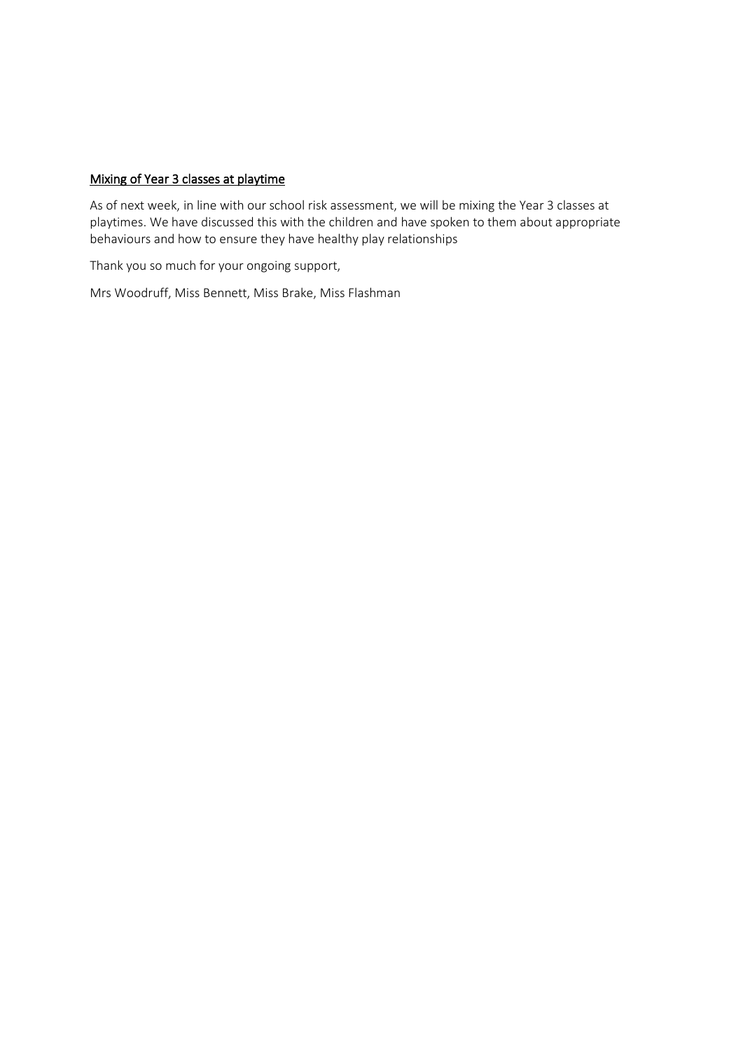<u>Mixing of Year 3 classes at playtime</u>

As of next week, in line with our school risk assessment, we will be mixing the Year 3 classes at playtimes. We have discussed this with the children and have spoken to them about appropriate behaviours and how to ensure they have healthy play relationships

Thank you so much for your ongoing support,

Mrs Woodruff, Miss Bennett, Miss Brake, Miss Flashman